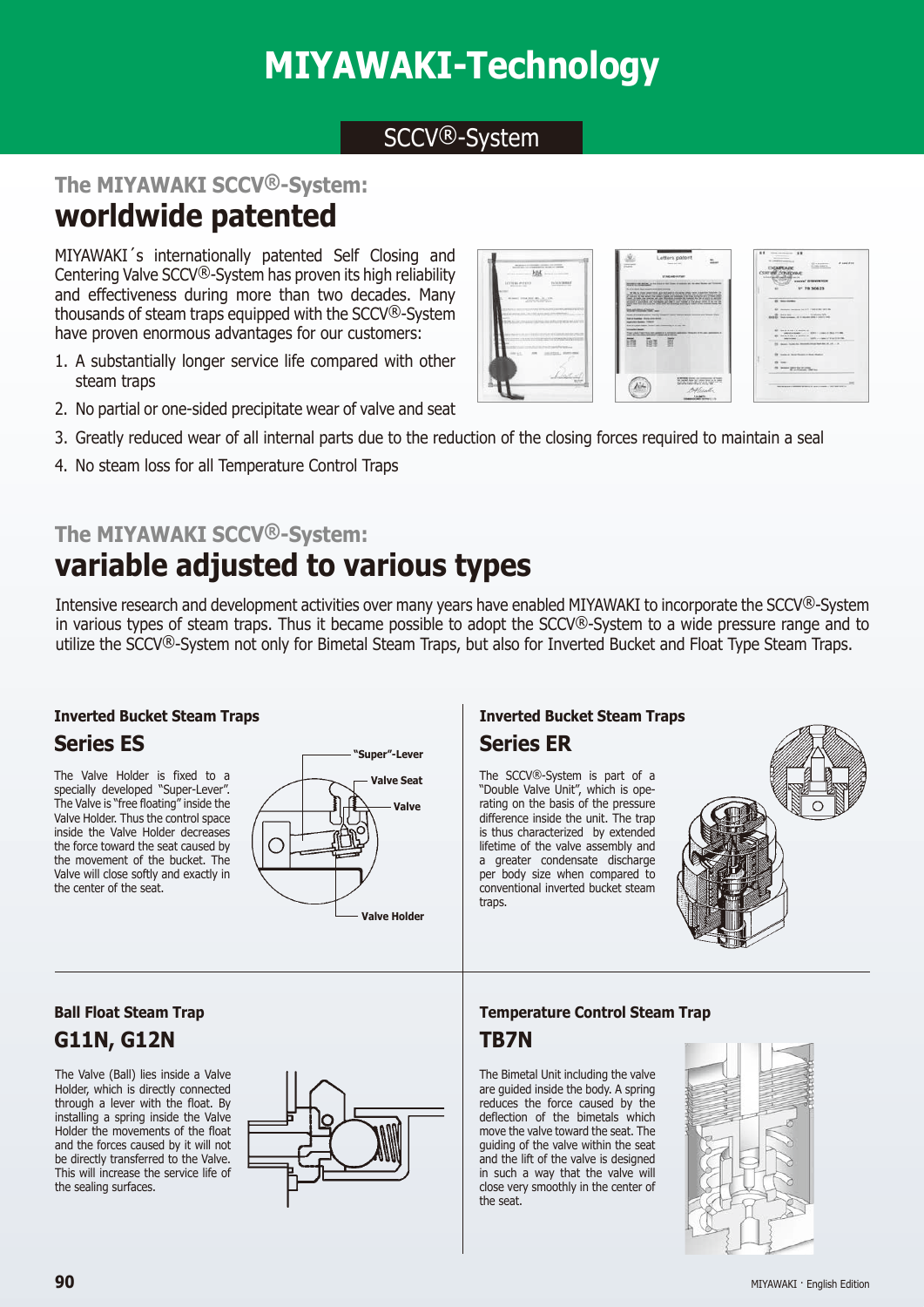# MIYAWAKI-Technology

## SCCV®-System

### The MIYAWAKI SCCV®-System:

## worldwide patented

MIYAWAKI´s internationally patented Self Closing and Centering Valve SCCV®-System has proven its high reliability and effectiveness during more than two decades. Many thousands of steam traps equipped with the SCCV®-System have proven enormous advantages for our customers:

1. A substantially longer service life compared with other steam traps
2. No partial or one-sided precipitate wear of valve and seat
3. Greatly reduced wear of all internal parts due to the reduction of the closing forces required to maintain a seal
4. No steam loss for all Temperature Control Traps

### The MIYAWAKI SCCV®-System:

## variable adjusted to various types

Intensive research and development activities over many years have enabled MIYAWAKI to incorporate the SCCV®-System in various types of steam traps. Thus it became possible to adopt the SCCV®-System to a wide pressure range and to utilize the SCCV®-System not only for Bimetal Steam Traps, but also for Inverted Bucket and Float Type Steam Traps.

#### Inverted Bucket Steam Traps

### Series ES

The Valve Holder is fixed to a specially developed "Super-Lever". The Valve is "free floating" inside the Valve Holder. Thus the control space inside the Valve Holder decreases the force toward the seat caused by the movement of the bucket. The Valve will close softly and exactly in the center of the seat.

"Super"-Lever

Valve Seat

Valve

Valve Holder

#### Inverted Bucket Steam Traps

### Series ER

The SCCV®-System is part of a "Double Valve Unit", which is operating on the basis of the pressure difference inside the unit. The trap is thus characterized by extended lifetime of the valve assembly and a greater condensate discharge per body size when compared to conventional inverted bucket steam traps.

#### Ball Float Steam Trap

### G11N, G12N

The Valve (Ball) lies inside a Valve Holder, which is directly connected through a lever with the float. By installing a spring inside the Valve Holder the movements of the float and the forces caused by it will not be directly transferred to the Valve. This will increase the service life of the sealing surfaces.

#### Temperature Control Steam Trap

### TB7N

The Bimetal Unit including the valve are guided inside the body. A spring reduces the force caused by the deflection of the bimetals which move the valve toward the seat. The guiding of the valve within the seat and the lift of the valve is designed in such a way that the valve will close very smoothly in the center of the seat.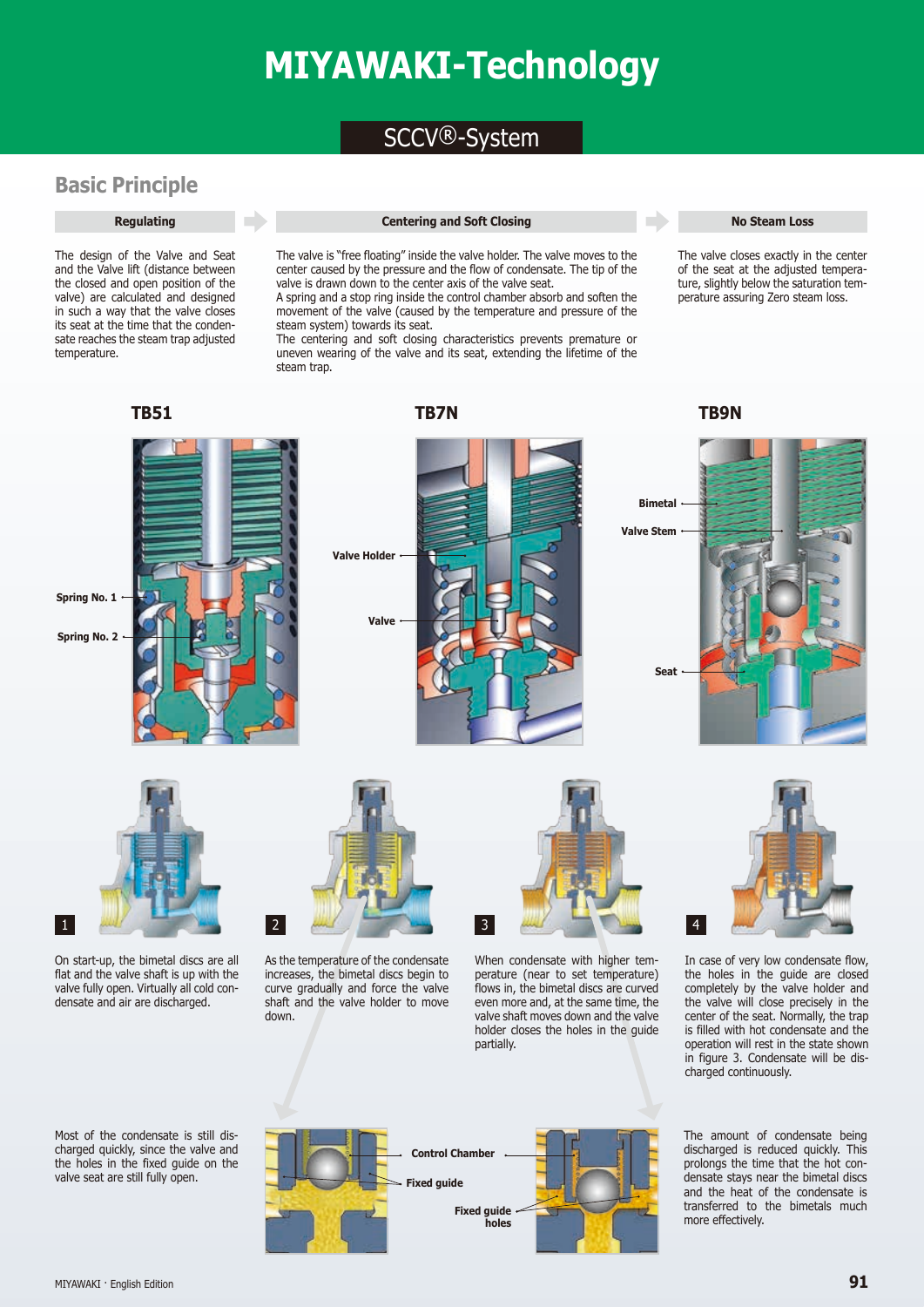# MIYAWAKI-Technology

## SCCV®-System

### Basic Principle

**Regulating**

The design of the Valve and Seat and the Valve lift (distance between the closed and open position of the valve) are calculated and designed in such a way that the valve closes its seat at the time that the condensate reaches the steam trap adjusted temperature.

**Centering and Soft Closing**

The valve is "free floating" inside the valve holder. The valve moves to the center caused by the pressure and the flow of condensate. The tip of the valve is drawn down to the center axis of the valve seat.
A spring and a stop ring inside the control chamber absorb and soften the movement of the valve (caused by the temperature and pressure of the steam system) towards its seat.
The centering and soft closing characteristics prevents premature or uneven wearing of the valve and its seat, extending the lifetime of the steam trap.

**No Steam Loss**

The valve closes exactly in the center of the seat at the adjusted temperature, slightly below the saturation temperature assuring Zero steam loss.

**TB51**

Spring No. 1

Spring No. 2

**TB7N**

Valve Holder

Valve

**TB9N**

Bimetal

Valve Stem

Seat

1

On start-up, the bimetal discs are all flat and the valve shaft is up with the valve fully open. Virtually all cold condensate and air are discharged.

2

As the temperature of the condensate increases, the bimetal discs begin to curve gradually and force the valve shaft and the valve holder to move down.

3

When condensate with higher temperature (near to set temperature) flows in, the bimetal discs are curved even more and, at the same time, the valve shaft moves down and the valve holder closes the holes in the guide partially.

4

In case of very low condensate flow, the holes in the guide are closed completely by the valve holder and the valve will close precisely in the center of the seat. Normally, the trap is filled with hot condensate and the operation will rest in the state shown in figure 3. Condensate will be discharged continuously.

Most of the condensate is still discharged quickly, since the valve and the holes in the fixed guide on the valve seat are still fully open.

Control Chamber

Fixed guide

Fixed guide holes

The amount of condensate being discharged is reduced quickly. This prolongs the time that the hot condensate stays near the bimetal discs and the heat of the condensate is transferred to the bimetals much more effectively.